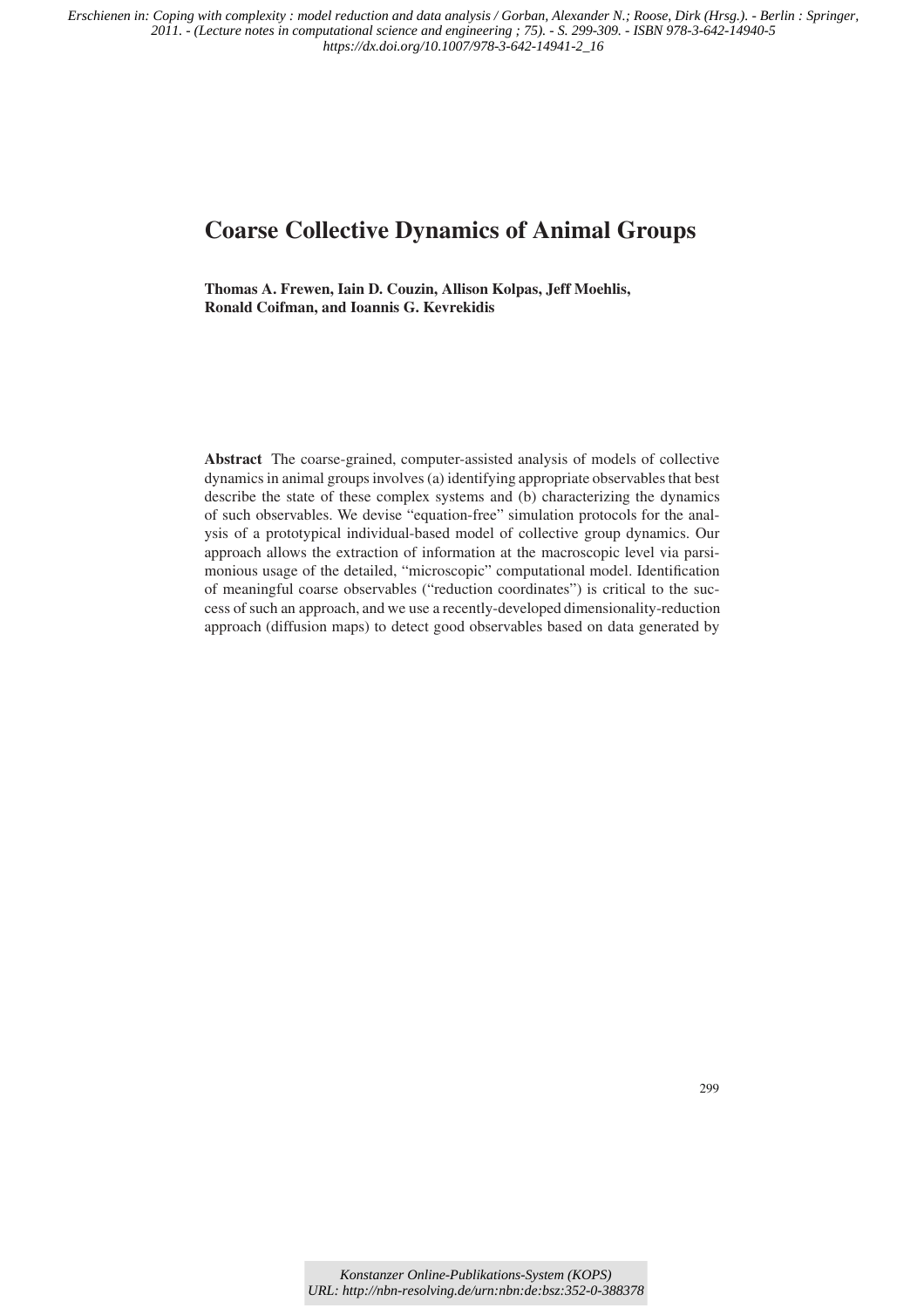Erschienen in: Coping with complexity : model reduction and data analysis / Gorban, Alexander N.; Roose, Dirk (Hrsg.). - Berlin : Springer, 2011. - (Lecture notes in computational science and engineering ; 75). - S. 299-309. - ISBN 978-3-642-14940-5 https://dx.doi.org/10.1007/978-3-642-14941-2_16

# Coarse Collective Dynamics of Animal Groups

**Thomas A. Frewen, Iain D. Couzin, Allison Kolpas, Jeff Moehlis, Ronald Coifman, and Ioannis G. Kevrekidis**

**Abstract** The coarse-grained, computer-assisted analysis of models of collective dynamics in animal groups involves (a) identifying appropriate observables that best describe the state of these complex systems and (b) characterizing the dynamics of such observables. We devise "equation-free" simulation protocols for the analysis of a prototypical individual-based model of collective group dynamics. Our approach allows the extraction of information at the macroscopic level via parsimonious usage of the detailed, "microscopic" computational model. Identification of meaningful coarse observables ("reduction coordinates") is critical to the success of such an approach, and we use a recently-developed dimensionality-reduction approach (diffusion maps) to detect good observables based on data generated by

Konstanzer Online-Publikations-System (KOPS)
URL: http://nbn-resolving.de/urn:nbn:de:bsz:352-0-388378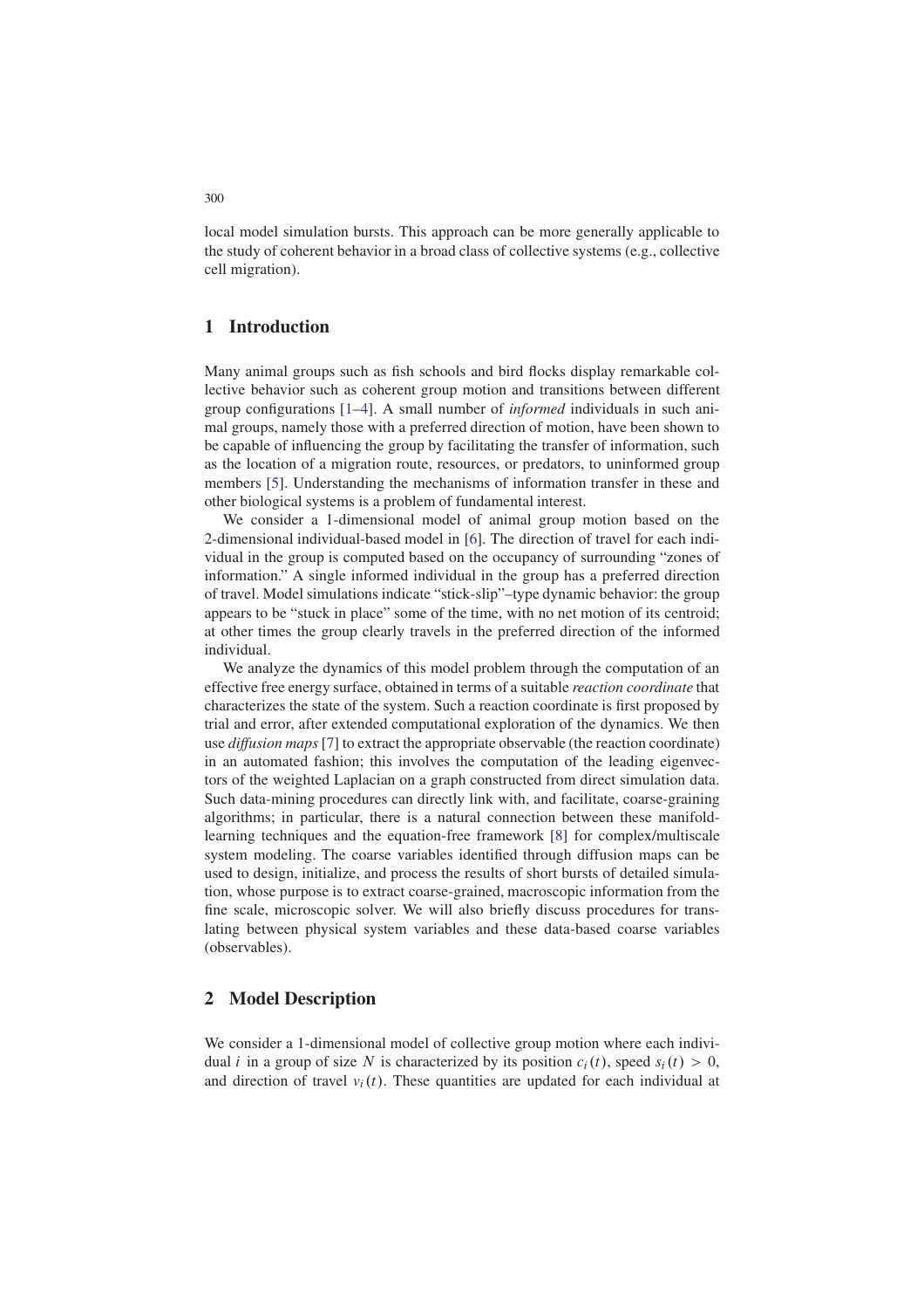local model simulation bursts. This approach can be more generally applicable to the study of coherent behavior in a broad class of collective systems (e.g., collective cell migration).

## 1 Introduction

Many animal groups such as fish schools and bird flocks display remarkable collective behavior such as coherent group motion and transitions between different group configurations [1–4]. A small number of *informed* individuals in such animal groups, namely those with a preferred direction of motion, have been shown to be capable of influencing the group by facilitating the transfer of information, such as the location of a migration route, resources, or predators, to uninformed group members [5]. Understanding the mechanisms of information transfer in these and other biological systems is a problem of fundamental interest.

We consider a 1-dimensional model of animal group motion based on the 2-dimensional individual-based model in [6]. The direction of travel for each individual in the group is computed based on the occupancy of surrounding "zones of information." A single informed individual in the group has a preferred direction of travel. Model simulations indicate "stick-slip"–type dynamic behavior: the group appears to be "stuck in place" some of the time, with no net motion of its centroid; at other times the group clearly travels in the preferred direction of the informed individual.

We analyze the dynamics of this model problem through the computation of an effective free energy surface, obtained in terms of a suitable *reaction coordinate* that characterizes the state of the system. Such a reaction coordinate is first proposed by trial and error, after extended computational exploration of the dynamics. We then use *diffusion maps* [7] to extract the appropriate observable (the reaction coordinate) in an automated fashion; this involves the computation of the leading eigenvectors of the weighted Laplacian on a graph constructed from direct simulation data. Such data-mining procedures can directly link with, and facilitate, coarse-graining algorithms; in particular, there is a natural connection between these manifold-learning techniques and the equation-free framework [8] for complex/multiscale system modeling. The coarse variables identified through diffusion maps can be used to design, initialize, and process the results of short bursts of detailed simulation, whose purpose is to extract coarse-grained, macroscopic information from the fine scale, microscopic solver. We will also briefly discuss procedures for translating between physical system variables and these data-based coarse variables (observables).

## 2 Model Description

We consider a 1-dimensional model of collective group motion where each individual $i$ in a group of size $N$ is characterized by its position $c_i(t)$, speed $s_i(t) > 0$, and direction of travel $v_i(t)$. These quantities are updated for each individual at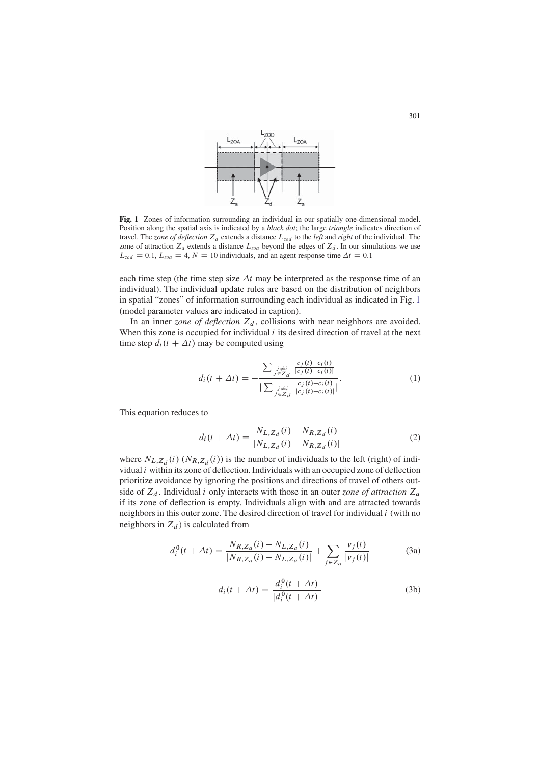**Fig. 1** Zones of information surrounding an individual in our spatially one-dimensional model. Position along the spatial axis is indicated by a *black dot*; the large *triangle* indicates direction of travel. The *zone of deflection* $Z_d$ extends a distance $L_{zod}$ to the *left* and *right* of the individual. The zone of attraction $Z_a$ extends a distance $L_{zoa}$ beyond the edges of $Z_d$. In our simulations we use $L_{zod} = 0.1$, $L_{zoa} = 4$, $N = 10$ individuals, and an agent response time $\Delta t = 0.1$

each time step (the time step size $\Delta t$ may be interpreted as the response time of an individual). The individual update rules are based on the distribution of neighbors in spatial "zones" of information surrounding each individual as indicated in Fig. 1 (model parameter values are indicated in caption).

In an inner *zone of deflection* $Z_d$, collisions with near neighbors are avoided. When this zone is occupied for individual $i$ its desired direction of travel at the next time step $d_i(t + \Delta t)$ may be computed using

$$d_i(t + \Delta t) = -\frac{\sum_{\substack{j \neq i \\ j \in Z_d}} \frac{c_j(t) - c_i(t)}{|c_j(t) - c_i(t)|}}{\left|\sum_{\substack{j \neq i \\ j \in Z_d}} \frac{c_j(t) - c_i(t)}{|c_j(t) - c_i(t)|}\right|}. \tag{1}$$

This equation reduces to

$$d_i(t + \Delta t) = \frac{N_{L,Z_d}(i) - N_{R,Z_d}(i)}{|N_{L,Z_d}(i) - N_{R,Z_d}(i)|} \tag{2}$$

where $N_{L,Z_d}(i)$ ($N_{R,Z_d}(i)$) is the number of individuals to the left (right) of individual $i$ within its zone of deflection. Individuals with an occupied zone of deflection prioritize avoidance by ignoring the positions and directions of travel of others outside of $Z_d$. Individual $i$ only interacts with those in an outer *zone of attraction* $Z_a$ if its zone of deflection is empty. Individuals align with and are attracted towards neighbors in this outer zone. The desired direction of travel for individual $i$ (with no neighbors in $Z_d$) is calculated from

$$d_i^0(t + \Delta t) = \frac{N_{R,Z_a}(i) - N_{L,Z_a}(i)}{|N_{R,Z_a}(i) - N_{L,Z_a}(i)|} + \sum_{j \in Z_a} \frac{v_j(t)}{|v_j(t)|} \tag{3a}$$

$$d_i(t + \Delta t) = \frac{d_i^0(t + \Delta t)}{|d_i^0(t + \Delta t)|} \tag{3b}$$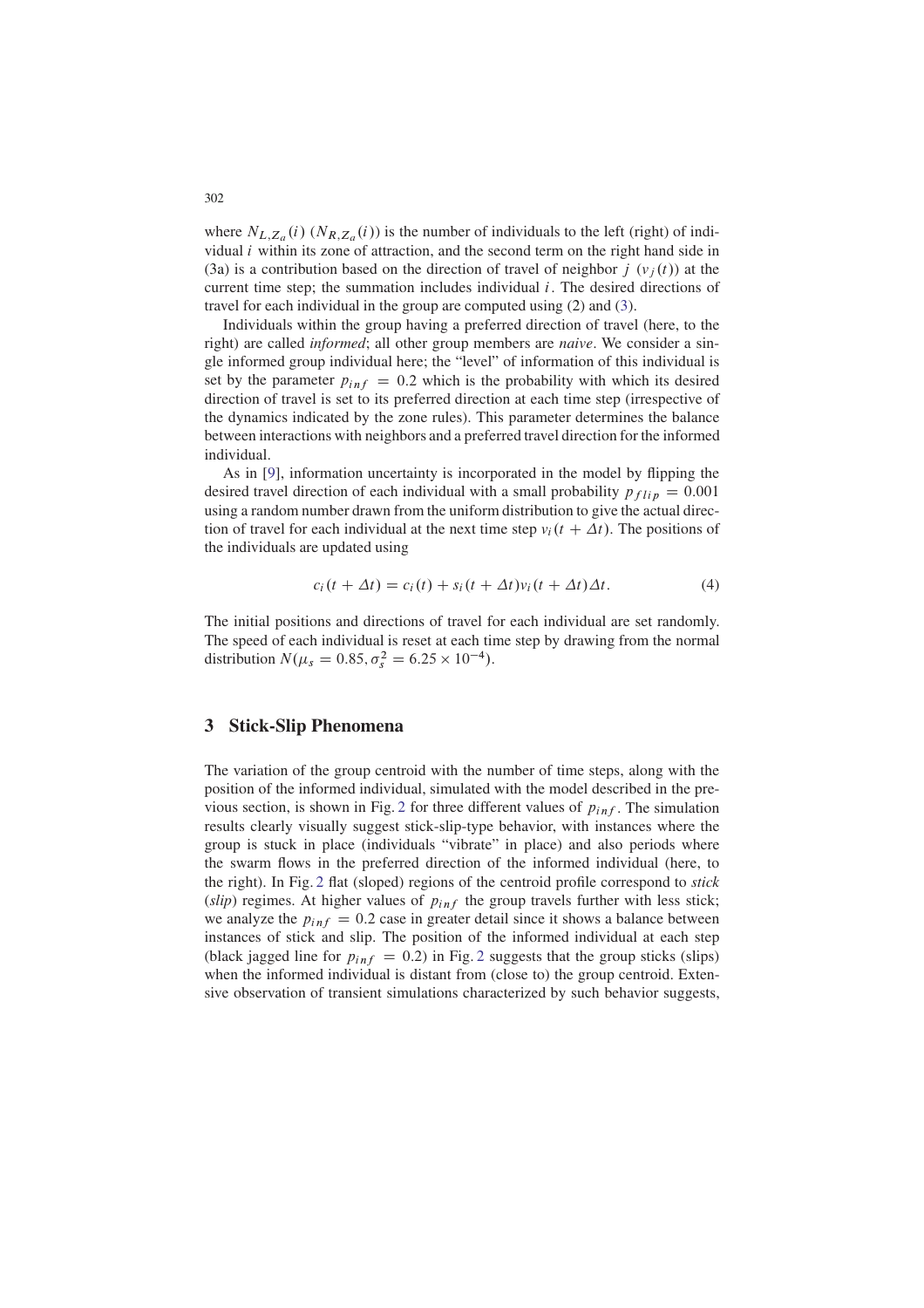where $N_{L,Z_a}(i)$ ($N_{R,Z_a}(i)$) is the number of individuals to the left (right) of individual $i$ within its zone of attraction, and the second term on the right hand side in (3a) is a contribution based on the direction of travel of neighbor $j$ ($v_j(t)$) at the current time step; the summation includes individual $i$. The desired directions of travel for each individual in the group are computed using (2) and (3).

Individuals within the group having a preferred direction of travel (here, to the right) are called *informed*; all other group members are *naive*. We consider a single informed group individual here; the "level" of information of this individual is set by the parameter $p_{inf} = 0.2$ which is the probability with which its desired direction of travel is set to its preferred direction at each time step (irrespective of the dynamics indicated by the zone rules). This parameter determines the balance between interactions with neighbors and a preferred travel direction for the informed individual.

As in [9], information uncertainty is incorporated in the model by flipping the desired travel direction of each individual with a small probability $p_{flip} = 0.001$ using a random number drawn from the uniform distribution to give the actual direction of travel for each individual at the next time step $v_i(t + \Delta t)$. The positions of the individuals are updated using

$$c_i(t + \Delta t) = c_i(t) + s_i(t + \Delta t)v_i(t + \Delta t)\Delta t. \tag{4}$$

The initial positions and directions of travel for each individual are set randomly. The speed of each individual is reset at each time step by drawing from the normal distribution $N(\mu_s = 0.85, \sigma_s^2 = 6.25 \times 10^{-4})$.

## 3 Stick-Slip Phenomena

The variation of the group centroid with the number of time steps, along with the position of the informed individual, simulated with the model described in the previous section, is shown in Fig. 2 for three different values of $p_{inf}$. The simulation results clearly visually suggest stick-slip-type behavior, with instances where the group is stuck in place (individuals "vibrate" in place) and also periods where the swarm flows in the preferred direction of the informed individual (here, to the right). In Fig. 2 flat (sloped) regions of the centroid profile correspond to *stick* (*slip*) regimes. At higher values of $p_{inf}$ the group travels further with less stick; we analyze the $p_{inf} = 0.2$ case in greater detail since it shows a balance between instances of stick and slip. The position of the informed individual at each step (black jagged line for $p_{inf} = 0.2$) in Fig. 2 suggests that the group sticks (slips) when the informed individual is distant from (close to) the group centroid. Extensive observation of transient simulations characterized by such behavior suggests,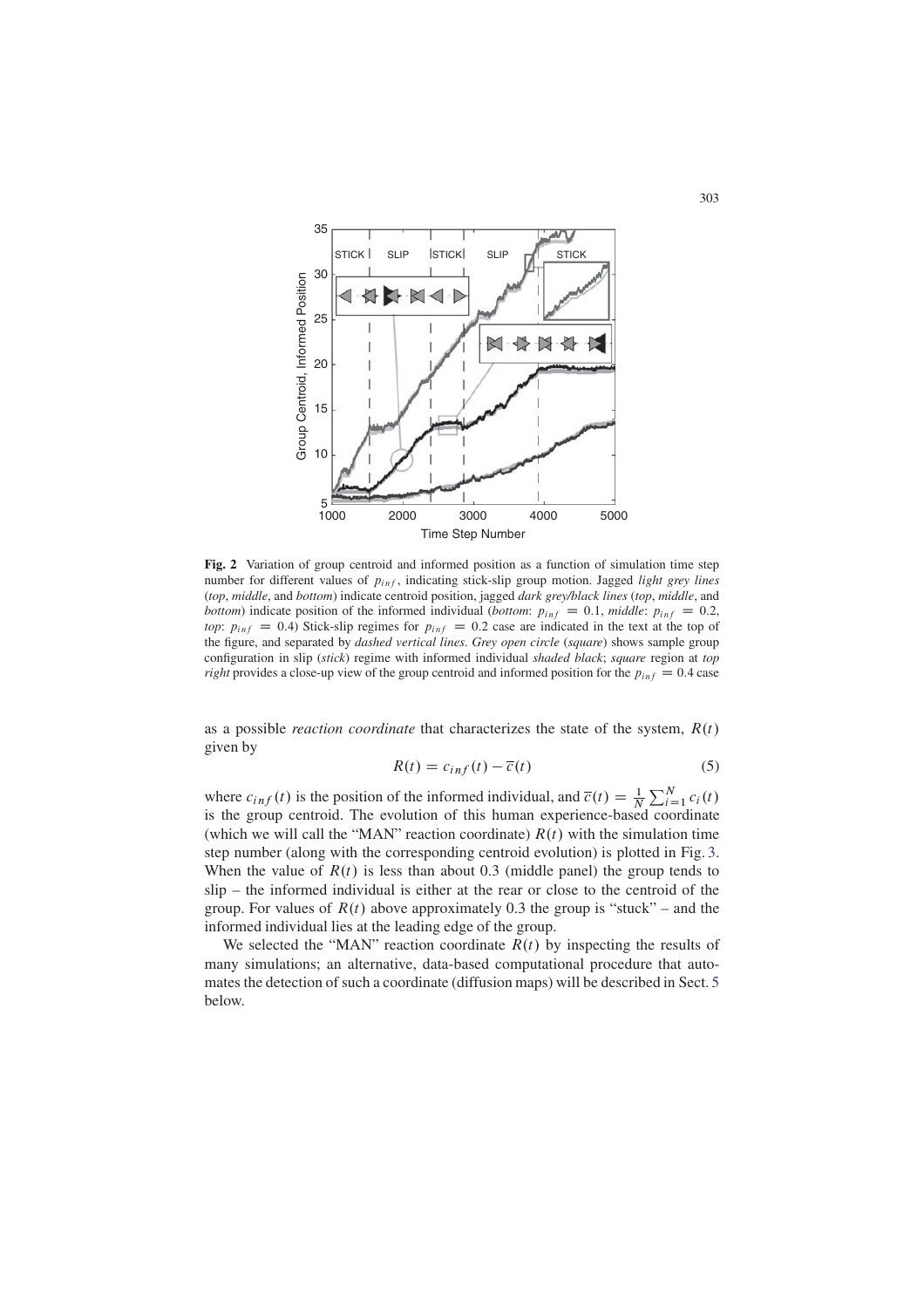**Fig. 2** Variation of group centroid and informed position as a function of simulation time step number for different values of $p_{inf}$, indicating stick-slip group motion. Jagged *light grey lines* (*top*, *middle*, and *bottom*) indicate centroid position, jagged *dark grey/black lines* (*top*, *middle*, and *bottom*) indicate position of the informed individual (*bottom*: $p_{inf} = 0.1$, *middle*: $p_{inf} = 0.2$, *top*: $p_{inf} = 0.4$) Stick-slip regimes for $p_{inf} = 0.2$ case are indicated in the text at the top of the figure, and separated by *dashed vertical lines*. *Grey open circle* (*square*) shows sample group configuration in slip (*stick*) regime with informed individual *shaded black*; *square* region at *top right* provides a close-up view of the group centroid and informed position for the $p_{inf} = 0.4$ case

as a possible *reaction coordinate* that characterizes the state of the system, $R(t)$ given by

$$R(t) = c_{inf}(t) - \overline{c}(t) \tag{5}$$

where $c_{inf}(t)$ is the position of the informed individual, and $\overline{c}(t) = \frac{1}{N}\sum_{i=1}^{N} c_i(t)$ is the group centroid. The evolution of this human experience-based coordinate (which we will call the "MAN" reaction coordinate) $R(t)$ with the simulation time step number (along with the corresponding centroid evolution) is plotted in Fig. 3. When the value of $R(t)$ is less than about 0.3 (middle panel) the group tends to slip – the informed individual is either at the rear or close to the centroid of the group. For values of $R(t)$ above approximately 0.3 the group is "stuck" – and the informed individual lies at the leading edge of the group.

We selected the "MAN" reaction coordinate $R(t)$ by inspecting the results of many simulations; an alternative, data-based computational procedure that automates the detection of such a coordinate (diffusion maps) will be described in Sect. 5 below.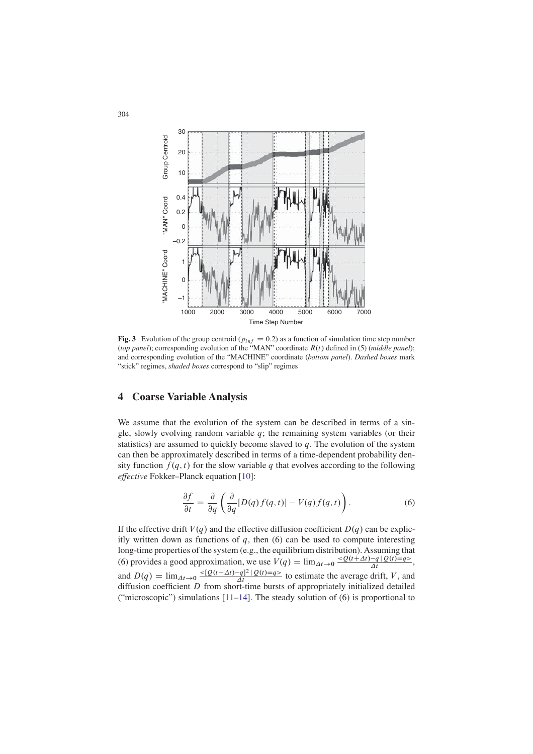**Fig. 3** Evolution of the group centroid ($p_{inf} = 0.2$) as a function of simulation time step number (*top panel*); corresponding evolution of the "MAN" coordinate $R(t)$ defined in (5) (*middle panel*); and corresponding evolution of the "MACHINE" coordinate (*bottom panel*). *Dashed boxes* mark "stick" regimes, *shaded boxes* correspond to "slip" regimes

## 4 Coarse Variable Analysis

We assume that the evolution of the system can be described in terms of a single, slowly evolving random variable $q$; the remaining system variables (or their statistics) are assumed to quickly become slaved to $q$. The evolution of the system can then be approximately described in terms of a time-dependent probability density function $f(q,t)$ for the slow variable $q$ that evolves according to the following *effective* Fokker–Planck equation [10]:

$$\frac{\partial f}{\partial t} = \frac{\partial}{\partial q}\left(\frac{\partial}{\partial q}[D(q)f(q,t)] - V(q)f(q,t)\right). \tag{6}$$

If the effective drift $V(q)$ and the effective diffusion coefficient $D(q)$ can be explicitly written down as functions of $q$, then (6) can be used to compute interesting long-time properties of the system (e.g., the equilibrium distribution). Assuming that (6) provides a good approximation, we use $V(q) = \lim_{\Delta t \to 0} \frac{<Q(t+\Delta t)-q \,|\, Q(t)=q>}{\Delta t}$, and $D(q) = \lim_{\Delta t \to 0} \frac{<[Q(t+\Delta t)-q]^2 \,|\, Q(t)=q>}{\Delta t}$ to estimate the average drift, $V$, and diffusion coefficient $D$ from short-time bursts of appropriately initialized detailed ("microscopic") simulations [11–14]. The steady solution of (6) is proportional to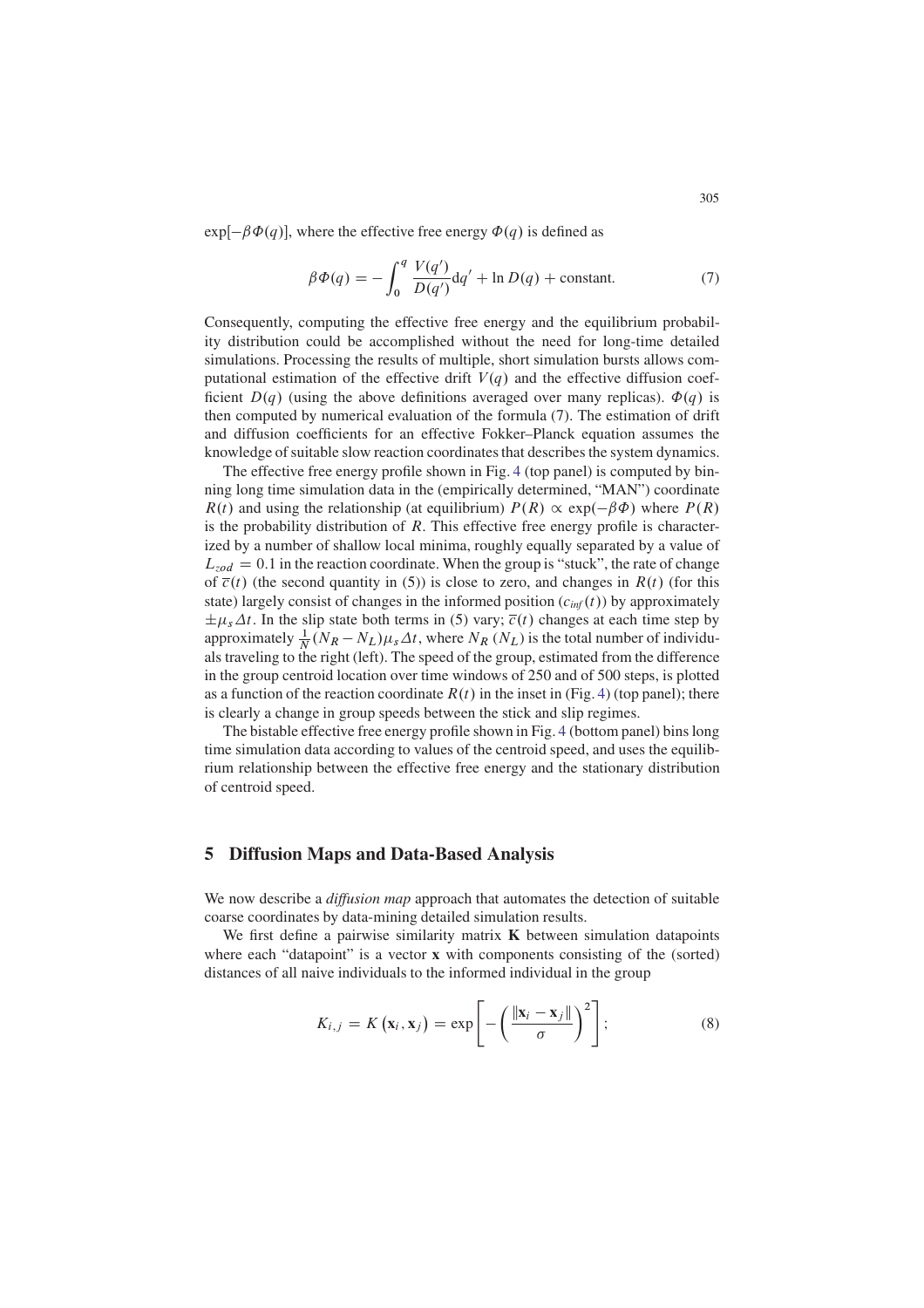$\exp[-\beta\Phi(q)]$, where the effective free energy $\Phi(q)$ is defined as

$$\beta\Phi(q) = -\int_0^q \frac{V(q')}{D(q')}\mathrm{d}q' + \ln D(q) + \text{constant}. \tag{7}$$

Consequently, computing the effective free energy and the equilibrium probability distribution could be accomplished without the need for long-time detailed simulations. Processing the results of multiple, short simulation bursts allows computational estimation of the effective drift $V(q)$ and the effective diffusion coefficient $D(q)$ (using the above definitions averaged over many replicas). $\Phi(q)$ is then computed by numerical evaluation of the formula (7). The estimation of drift and diffusion coefficients for an effective Fokker–Planck equation assumes the knowledge of suitable slow reaction coordinates that describes the system dynamics.

The effective free energy profile shown in Fig. 4 (top panel) is computed by binning long time simulation data in the (empirically determined, "MAN") coordinate $R(t)$ and using the relationship (at equilibrium) $P(R) \propto \exp(-\beta\Phi)$ where $P(R)$ is the probability distribution of $R$. This effective free energy profile is characterized by a number of shallow local minima, roughly equally separated by a value of $L_{zod} = 0.1$ in the reaction coordinate. When the group is "stuck", the rate of change of $\overline{c}(t)$ (the second quantity in (5)) is close to zero, and changes in $R(t)$ (for this state) largely consist of changes in the informed position ($c_{inf}(t)$) by approximately $\pm\mu_s\Delta t$. In the slip state both terms in (5) vary; $\overline{c}(t)$ changes at each time step by approximately $\frac{1}{N}(N_R - N_L)\mu_s\Delta t$, where $N_R$ ($N_L$) is the total number of individuals traveling to the right (left). The speed of the group, estimated from the difference in the group centroid location over time windows of 250 and of 500 steps, is plotted as a function of the reaction coordinate $R(t)$ in the inset in (Fig. 4) (top panel); there is clearly a change in group speeds between the stick and slip regimes.

The bistable effective free energy profile shown in Fig. 4 (bottom panel) bins long time simulation data according to values of the centroid speed, and uses the equilibrium relationship between the effective free energy and the stationary distribution of centroid speed.

## 5 Diffusion Maps and Data-Based Analysis

We now describe a *diffusion map* approach that automates the detection of suitable coarse coordinates by data-mining detailed simulation results.

We first define a pairwise similarity matrix $\mathbf{K}$ between simulation datapoints where each "datapoint" is a vector $\mathbf{x}$ with components consisting of the (sorted) distances of all naive individuals to the informed individual in the group

$$K_{i,j} = K\left(\mathbf{x}_i, \mathbf{x}_j\right) = \exp\left[-\left(\frac{\|\mathbf{x}_i - \mathbf{x}_j\|}{\sigma}\right)^2\right]; \tag{8}$$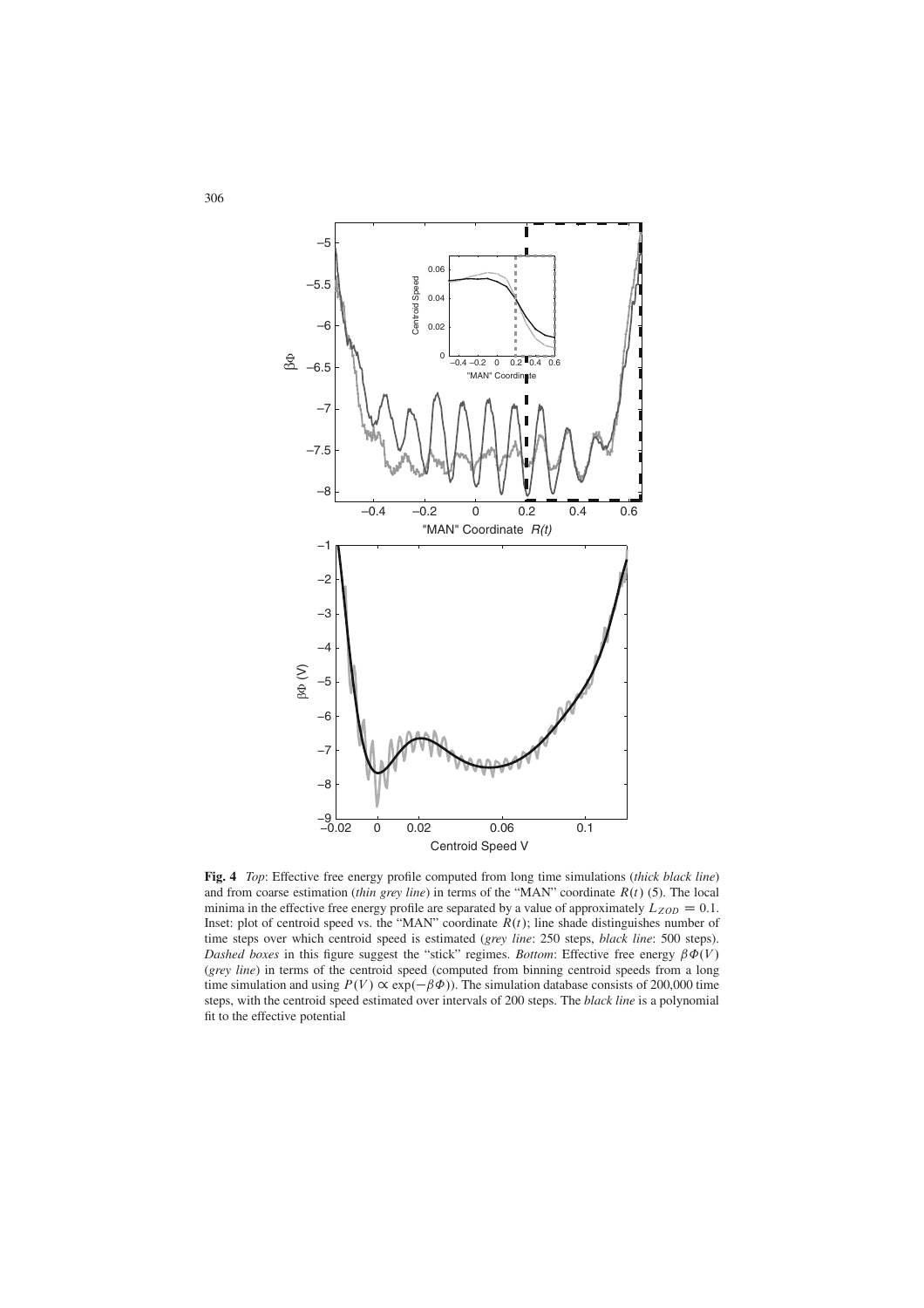**Fig. 4** *Top*: Effective free energy profile computed from long time simulations (*thick black line*) and from coarse estimation (*thin grey line*) in terms of the "MAN" coordinate $R(t)$ (5). The local minima in the effective free energy profile are separated by a value of approximately $L_{ZOD} = 0.1$. Inset: plot of centroid speed vs. the "MAN" coordinate $R(t)$; line shade distinguishes number of time steps over which centroid speed is estimated (*grey line*: 250 steps, *black line*: 500 steps). *Dashed boxes* in this figure suggest the "stick" regimes. *Bottom*: Effective free energy $\beta\Phi(V)$ (*grey line*) in terms of the centroid speed (computed from binning centroid speeds from a long time simulation and using $P(V) \propto \exp(-\beta\Phi)$). The simulation database consists of 200,000 time steps, with the centroid speed estimated over intervals of 200 steps. The *black line* is a polynomial fit to the effective potential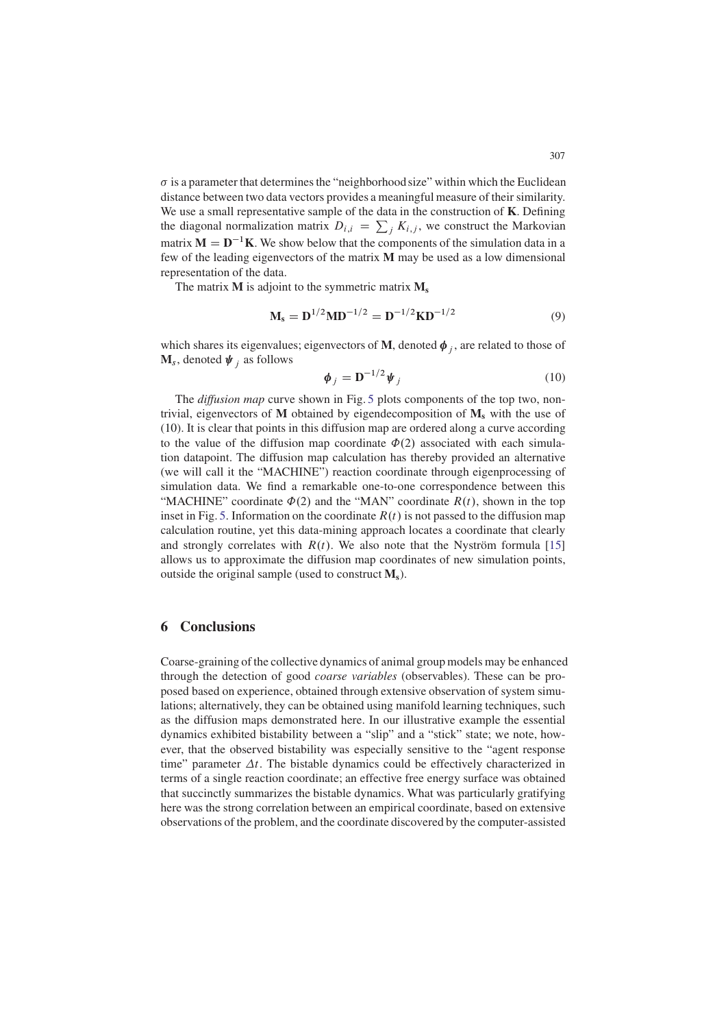$\sigma$ is a parameter that determines the "neighborhood size" within which the Euclidean distance between two data vectors provides a meaningful measure of their similarity. We use a small representative sample of the data in the construction of $\mathbf{K}$. Defining the diagonal normalization matrix $D_{i,i} = \sum_j K_{i,j}$, we construct the Markovian matrix $\mathbf{M} = \mathbf{D^{-1}K}$. We show below that the components of the simulation data in a few of the leading eigenvectors of the matrix $\mathbf{M}$ may be used as a low dimensional representation of the data.

The matrix $\mathbf{M}$ is adjoint to the symmetric matrix $\mathbf{M_s}$

$$\mathbf{M_s} = \mathbf{D}^{1/2}\mathbf{M}\mathbf{D}^{-1/2} = \mathbf{D}^{-1/2}\mathbf{K}\mathbf{D}^{-1/2} \tag{9}$$

which shares its eigenvalues; eigenvectors of $\mathbf{M}$, denoted $\boldsymbol{\phi}_j$, are related to those of $\mathbf{M}_s$, denoted $\boldsymbol{\psi}_j$ as follows

$$\boldsymbol{\phi}_j = \mathbf{D}^{-1/2}\boldsymbol{\psi}_j \tag{10}$$

The *diffusion map* curve shown in Fig. 5 plots components of the top two, non-trivial, eigenvectors of $\mathbf{M}$ obtained by eigendecomposition of $\mathbf{M_s}$ with the use of (10). It is clear that points in this diffusion map are ordered along a curve according to the value of the diffusion map coordinate $\Phi(2)$ associated with each simulation datapoint. The diffusion map calculation has thereby provided an alternative (we will call it the "MACHINE") reaction coordinate through eigenprocessing of simulation data. We find a remarkable one-to-one correspondence between this "MACHINE" coordinate $\Phi(2)$ and the "MAN" coordinate $R(t)$, shown in the top inset in Fig. 5. Information on the coordinate $R(t)$ is not passed to the diffusion map calculation routine, yet this data-mining approach locates a coordinate that clearly and strongly correlates with $R(t)$. We also note that the Nyström formula [15] allows us to approximate the diffusion map coordinates of new simulation points, outside the original sample (used to construct $\mathbf{M_s}$).

## 6 Conclusions

Coarse-graining of the collective dynamics of animal group models may be enhanced through the detection of good *coarse variables* (observables). These can be proposed based on experience, obtained through extensive observation of system simulations; alternatively, they can be obtained using manifold learning techniques, such as the diffusion maps demonstrated here. In our illustrative example the essential dynamics exhibited bistability between a "slip" and a "stick" state; we note, however, that the observed bistability was especially sensitive to the "agent response time" parameter $\Delta t$. The bistable dynamics could be effectively characterized in terms of a single reaction coordinate; an effective free energy surface was obtained that succinctly summarizes the bistable dynamics. What was particularly gratifying here was the strong correlation between an empirical coordinate, based on extensive observations of the problem, and the coordinate discovered by the computer-assisted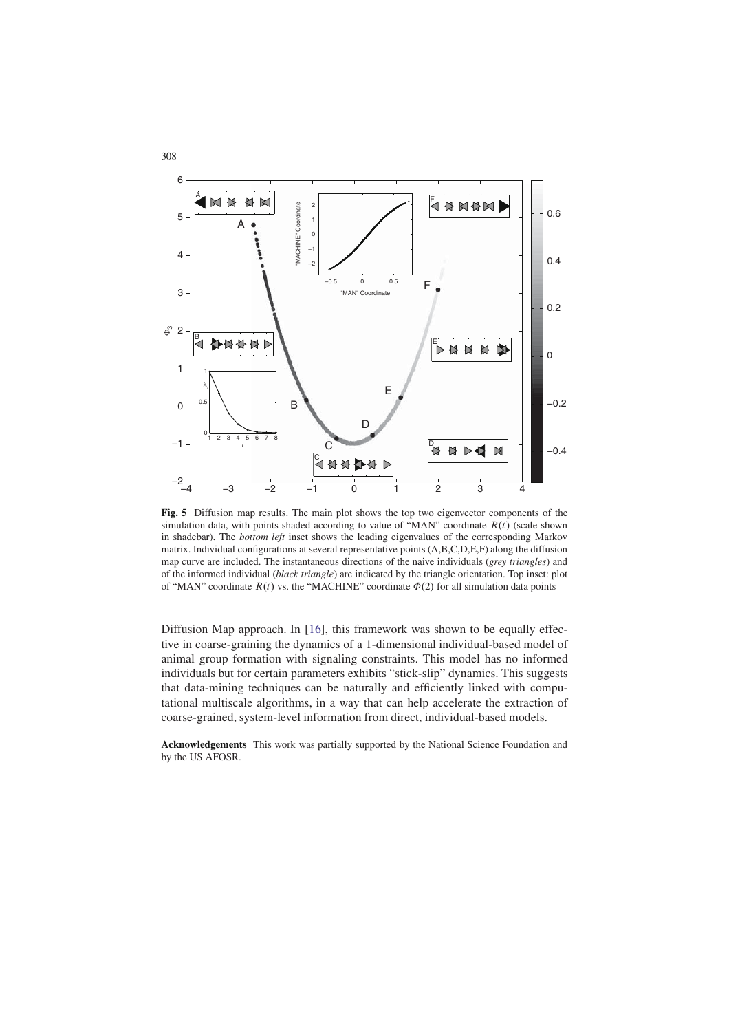**Fig. 5** Diffusion map results. The main plot shows the top two eigenvector components of the simulation data, with points shaded according to value of "MAN" coordinate $R(t)$ (scale shown in shadebar). The *bottom left* inset shows the leading eigenvalues of the corresponding Markov matrix. Individual configurations at several representative points (A,B,C,D,E,F) along the diffusion map curve are included. The instantaneous directions of the naive individuals (*grey triangles*) and of the informed individual (*black triangle*) are indicated by the triangle orientation. Top inset: plot of "MAN" coordinate $R(t)$ vs. the "MACHINE" coordinate $\Phi(2)$ for all simulation data points

Diffusion Map approach. In [16], this framework was shown to be equally effective in coarse-graining the dynamics of a 1-dimensional individual-based model of animal group formation with signaling constraints. This model has no informed individuals but for certain parameters exhibits "stick-slip" dynamics. This suggests that data-mining techniques can be naturally and efficiently linked with computational multiscale algorithms, in a way that can help accelerate the extraction of coarse-grained, system-level information from direct, individual-based models.

**Acknowledgements** This work was partially supported by the National Science Foundation and by the US AFOSR.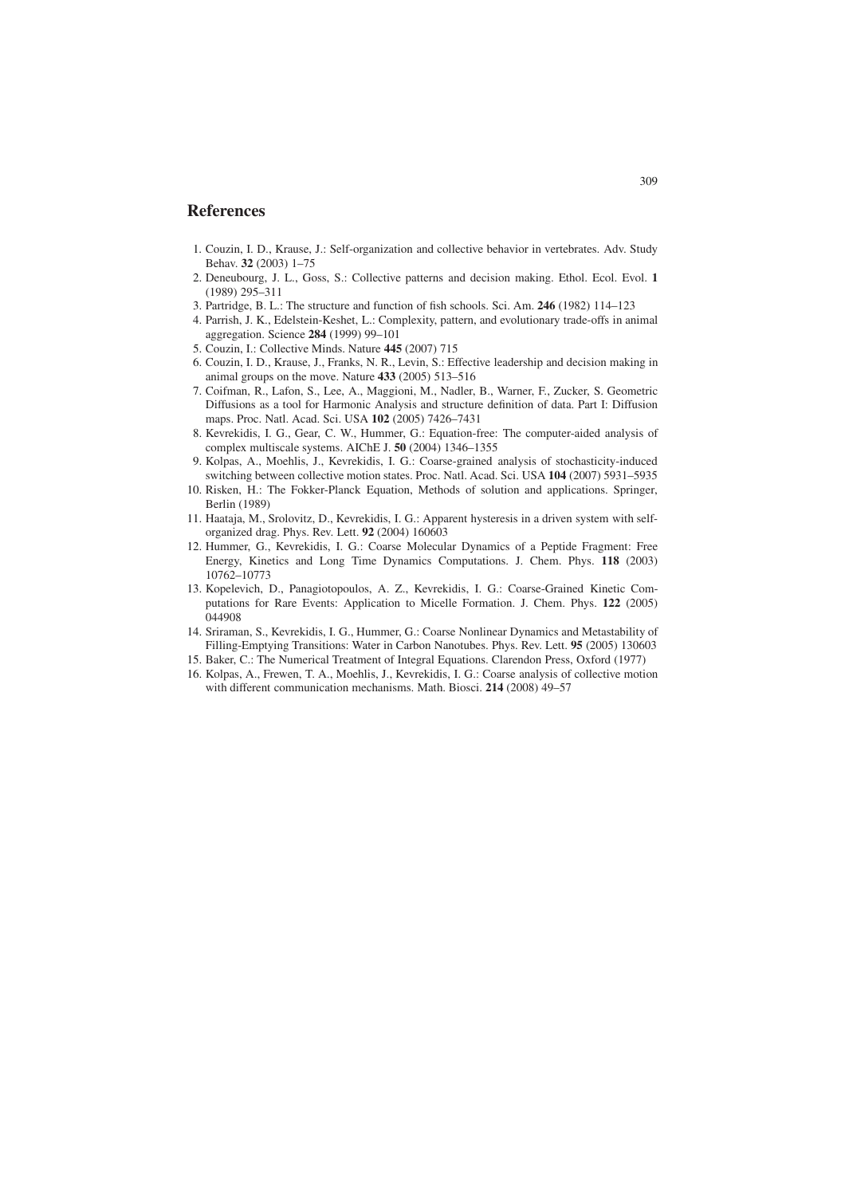## References

1. Couzin, I. D., Krause, J.: Self-organization and collective behavior in vertebrates. Adv. Study Behav. **32** (2003) 1–75
2. Deneubourg, J. L., Goss, S.: Collective patterns and decision making. Ethol. Ecol. Evol. **1** (1989) 295–311
3. Partridge, B. L.: The structure and function of fish schools. Sci. Am. **246** (1982) 114–123
4. Parrish, J. K., Edelstein-Keshet, L.: Complexity, pattern, and evolutionary trade-offs in animal aggregation. Science **284** (1999) 99–101
5. Couzin, I.: Collective Minds. Nature **445** (2007) 715
6. Couzin, I. D., Krause, J., Franks, N. R., Levin, S.: Effective leadership and decision making in animal groups on the move. Nature **433** (2005) 513–516
7. Coifman, R., Lafon, S., Lee, A., Maggioni, M., Nadler, B., Warner, F., Zucker, S. Geometric Diffusions as a tool for Harmonic Analysis and structure definition of data. Part I: Diffusion maps. Proc. Natl. Acad. Sci. USA **102** (2005) 7426–7431
8. Kevrekidis, I. G., Gear, C. W., Hummer, G.: Equation-free: The computer-aided analysis of complex multiscale systems. AIChE J. **50** (2004) 1346–1355
9. Kolpas, A., Moehlis, J., Kevrekidis, I. G.: Coarse-grained analysis of stochasticity-induced switching between collective motion states. Proc. Natl. Acad. Sci. USA **104** (2007) 5931–5935
10. Risken, H.: The Fokker-Planck Equation, Methods of solution and applications. Springer, Berlin (1989)
11. Haataja, M., Srolovitz, D., Kevrekidis, I. G.: Apparent hysteresis in a driven system with self-organized drag. Phys. Rev. Lett. **92** (2004) 160603
12. Hummer, G., Kevrekidis, I. G.: Coarse Molecular Dynamics of a Peptide Fragment: Free Energy, Kinetics and Long Time Dynamics Computations. J. Chem. Phys. **118** (2003) 10762–10773
13. Kopelevich, D., Panagiotopoulos, A. Z., Kevrekidis, I. G.: Coarse-Grained Kinetic Computations for Rare Events: Application to Micelle Formation. J. Chem. Phys. **122** (2005) 044908
14. Sriraman, S., Kevrekidis, I. G., Hummer, G.: Coarse Nonlinear Dynamics and Metastability of Filling-Emptying Transitions: Water in Carbon Nanotubes. Phys. Rev. Lett. **95** (2005) 130603
15. Baker, C.: The Numerical Treatment of Integral Equations. Clarendon Press, Oxford (1977)
16. Kolpas, A., Frewen, T. A., Moehlis, J., Kevrekidis, I. G.: Coarse analysis of collective motion with different communication mechanisms. Math. Biosci. **214** (2008) 49–57